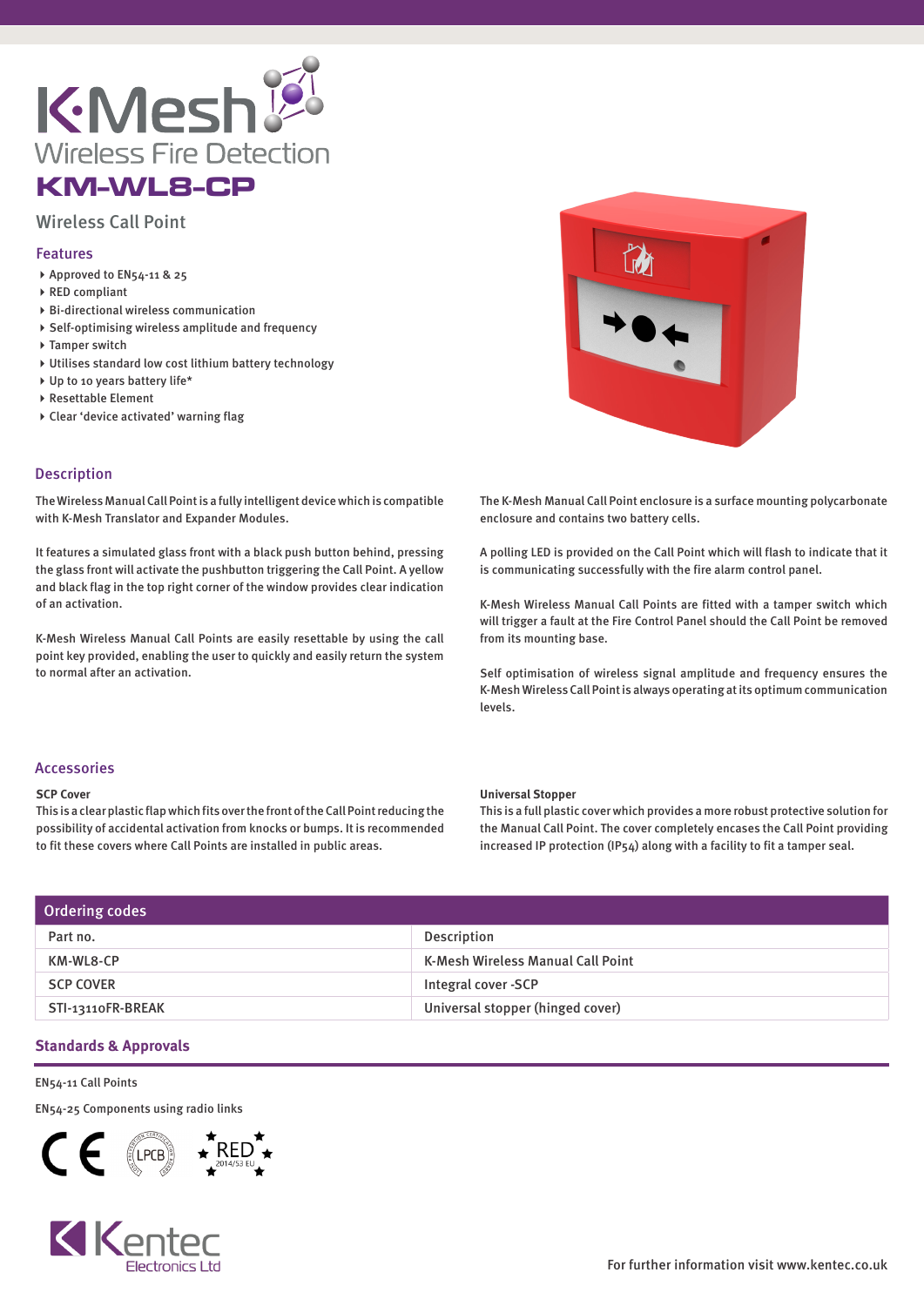# K-Mesh

Wireless Fire Detection

## KM-WL8-CP

Wireless Call Point

### Features

- Approved to EN54-11 & 25
- RED compliant
- Bi-directional wireless communication
- Self-optimising wireless amplitude and frequency
- Tamper switch
- Utilises standard low cost lithium battery technology
- Up to 10 years battery life*
- Resettable Element
- Clear 'device activated' warning flag

### Description

The Wireless Manual Call Point is a fully intelligent device which is compatible with K-Mesh Translator and Expander Modules.

It features a simulated glass front with a black push button behind, pressing the glass front will activate the pushbutton triggering the Call Point. A yellow and black flag in the top right corner of the window provides clear indication of an activation.

K-Mesh Wireless Manual Call Points are easily resettable by using the call point key provided, enabling the user to quickly and easily return the system to normal after an activation.

The K-Mesh Manual Call Point enclosure is a surface mounting polycarbonate enclosure and contains two battery cells.

A polling LED is provided on the Call Point which will flash to indicate that it is communicating successfully with the fire alarm control panel.

K-Mesh Wireless Manual Call Points are fitted with a tamper switch which will trigger a fault at the Fire Control Panel should the Call Point be removed from its mounting base.

Self optimisation of wireless signal amplitude and frequency ensures the K-Mesh Wireless Call Point is always operating at its optimum communication levels.

### Accessories

**SCP Cover**
This is a clear plastic flap which fits over the front of the Call Point reducing the possibility of accidental activation from knocks or bumps. It is recommended to fit these covers where Call Points are installed in public areas.

**Universal Stopper**
This is a full plastic cover which provides a more robust protective solution for the Manual Call Point. The cover completely encases the Call Point providing increased IP protection (IP54) along with a facility to fit a tamper seal.

### Ordering codes

| Part no. | Description |
| --- | --- |
| KM-WL8-CP | K-Mesh Wireless Manual Call Point |
| SCP COVER | Integral cover -SCP |
| STI-13110FR-BREAK | Universal stopper (hinged cover) |

### Standards & Approvals

EN54-11 Call Points

EN54-25 Components using radio links

CE LPCB RED 2014/53 EU

Kentec Electronics Ltd

For further information visit www.kentec.co.uk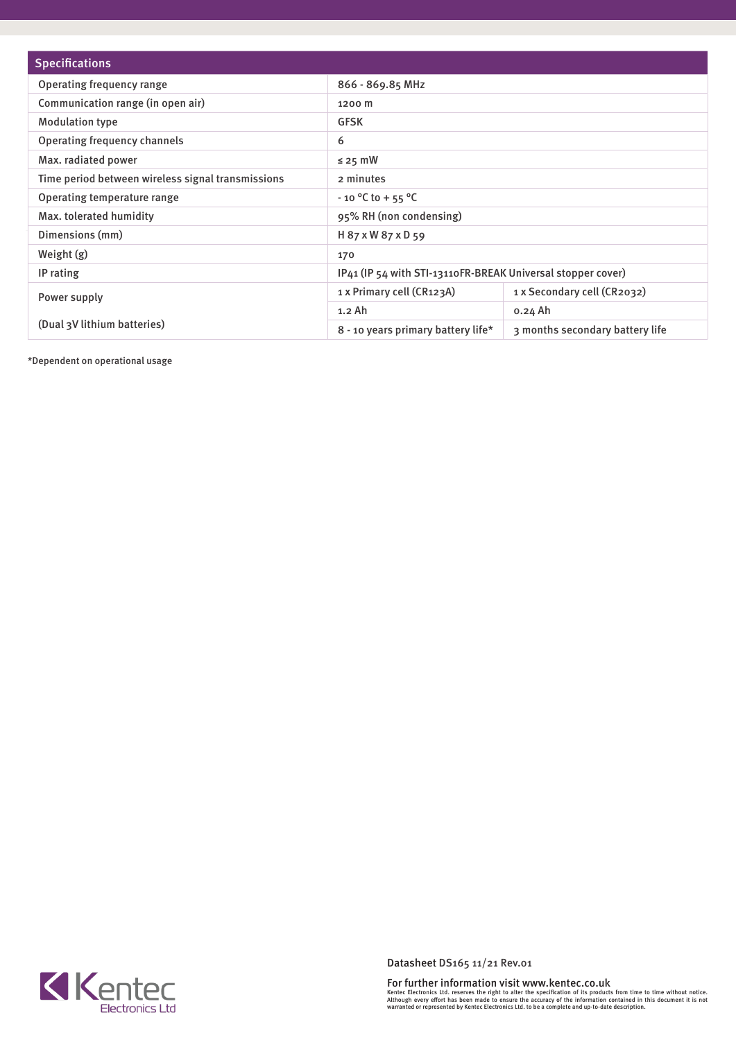## Specifications

| | | |
|---|---|---|
| Operating frequency range | 866 - 869.85 MHz | |
| Communication range (in open air) | 1200 m | |
| Modulation type | GFSK | |
| Operating frequency channels | 6 | |
| Max. radiated power | ≤ 25 mW | |
| Time period between wireless signal transmissions | 2 minutes | |
| Operating temperature range | - 10 °C to + 55 °C | |
| Max. tolerated humidity | 95% RH (non condensing) | |
| Dimensions (mm) | H 87 x W 87 x D 59 | |
| Weight (g) | 170 | |
| IP rating | IP41 (IP 54 with STI-13110FR-BREAK Universal stopper cover) | |
| Power supply | 1 x Primary cell (CR123A) | 1 x Secondary cell (CR2032) |
| | 1.2 Ah | 0.24 Ah |
| (Dual 3V lithium batteries) | 8 - 10 years primary battery life* | 3 months secondary battery life |

*Dependent on operational usage

Datasheet DS165 11/21 Rev.01

For further information visit www.kentec.co.uk

Kentec Electronics Ltd. reserves the right to alter the specification of its products from time to time without notice. Although every effort has been made to ensure the accuracy of the information contained in this document it is not warranted or represented by Kentec Electronics Ltd. to be a complete and up-to-date description.

Kentec Electronics Ltd